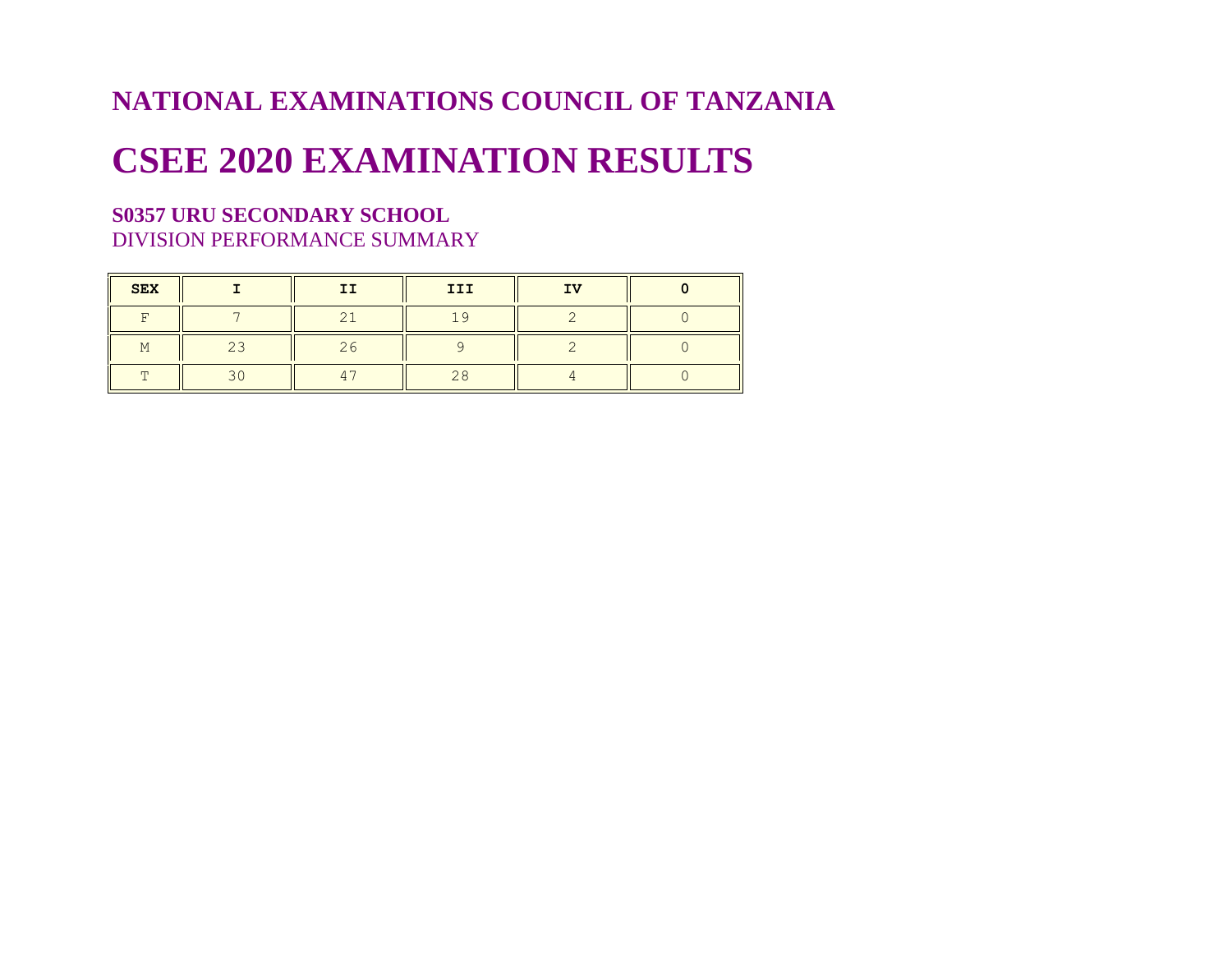# NATIONAL EXAMINATIONS COUNCIL OF TANZANIA

# CSEE 2020 EXAMINATION RESULTS

### S0357 URU SECONDARY SCHOOL

DIVISION PERFORMANCE SUMMARY

| SEX | I | II | III | IV | 0 |
|---|---|---|---|---|---|
| F | 7 | 21 | 19 | 2 | 0 |
| M | 23 | 26 | 9 | 2 | 0 |
| T | 30 | 47 | 28 | 4 | 0 |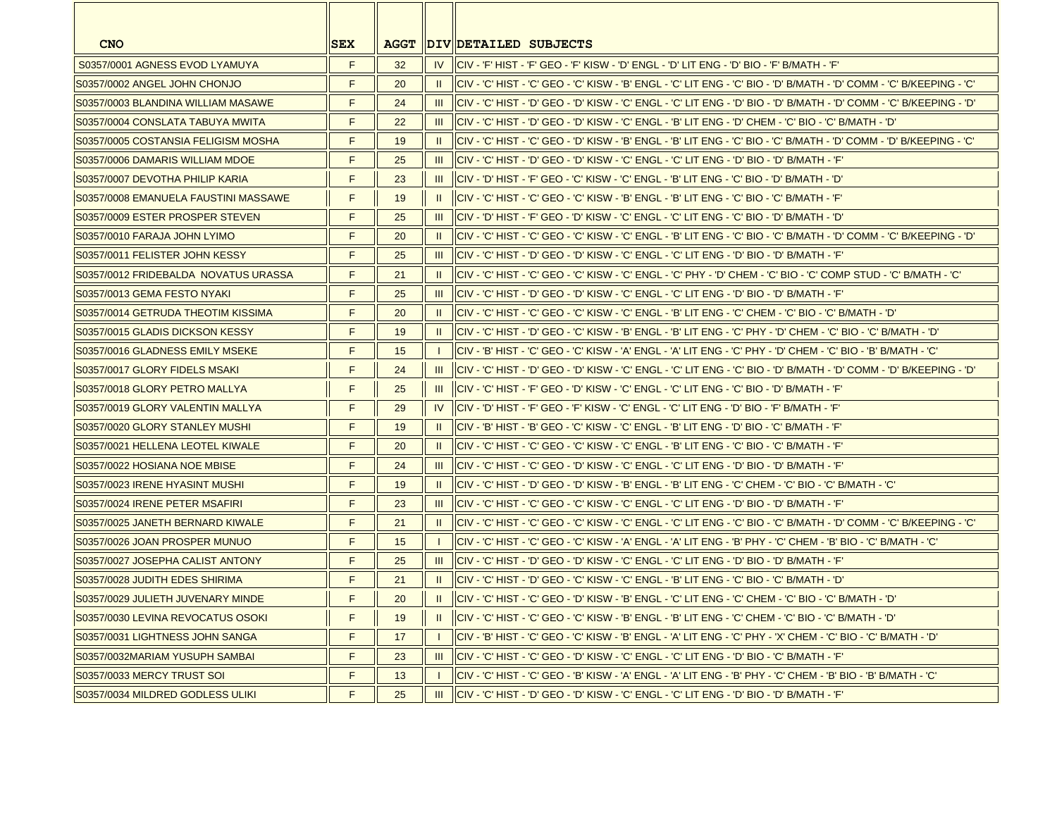| CNO | SEX | AGGT | DIV | DETAILED SUBJECTS |
|---|---|---|---|---|
| S0357/0001 AGNESS EVOD LYAMUYA | F | 32 | IV | CIV - 'F' HIST - 'F' GEO - 'F' KISW - 'D' ENGL - 'D' LIT ENG - 'D' BIO - 'F' B/MATH - 'F' |
| S0357/0002 ANGEL JOHN CHONJO | F | 20 | II | CIV - 'C' HIST - 'C' GEO - 'C' KISW - 'B' ENGL - 'C' LIT ENG - 'C' BIO - 'D' B/MATH - 'D' COMM - 'C' B/KEEPING - 'C' |
| S0357/0003 BLANDINA WILLIAM MASAWE | F | 24 | III | CIV - 'C' HIST - 'D' GEO - 'D' KISW - 'C' ENGL - 'C' LIT ENG - 'D' BIO - 'D' B/MATH - 'D' COMM - 'C' B/KEEPING - 'D' |
| S0357/0004 CONSLATA TABUYA MWITA | F | 22 | III | CIV - 'C' HIST - 'D' GEO - 'D' KISW - 'C' ENGL - 'B' LIT ENG - 'D' CHEM - 'C' BIO - 'C' B/MATH - 'D' |
| S0357/0005 COSTANSIA FELIGISM MOSHA | F | 19 | II | CIV - 'C' HIST - 'C' GEO - 'D' KISW - 'B' ENGL - 'B' LIT ENG - 'C' BIO - 'C' B/MATH - 'D' COMM - 'D' B/KEEPING - 'C' |
| S0357/0006 DAMARIS WILLIAM MDOE | F | 25 | III | CIV - 'C' HIST - 'D' GEO - 'D' KISW - 'C' ENGL - 'C' LIT ENG - 'D' BIO - 'D' B/MATH - 'F' |
| S0357/0007 DEVOTHA PHILIP KARIA | F | 23 | III | CIV - 'D' HIST - 'F' GEO - 'C' KISW - 'C' ENGL - 'B' LIT ENG - 'C' BIO - 'D' B/MATH - 'D' |
| S0357/0008 EMANUELA FAUSTINI MASSAWE | F | 19 | II | CIV - 'C' HIST - 'C' GEO - 'C' KISW - 'B' ENGL - 'B' LIT ENG - 'C' BIO - 'C' B/MATH - 'F' |
| S0357/0009 ESTER PROSPER STEVEN | F | 25 | III | CIV - 'D' HIST - 'F' GEO - 'D' KISW - 'C' ENGL - 'C' LIT ENG - 'C' BIO - 'D' B/MATH - 'D' |
| S0357/0010 FARAJA JOHN LYIMO | F | 20 | II | CIV - 'C' HIST - 'C' GEO - 'C' KISW - 'C' ENGL - 'B' LIT ENG - 'C' BIO - 'C' B/MATH - 'D' COMM - 'C' B/KEEPING - 'D' |
| S0357/0011 FELISTER JOHN KESSY | F | 25 | III | CIV - 'C' HIST - 'D' GEO - 'D' KISW - 'C' ENGL - 'C' LIT ENG - 'D' BIO - 'D' B/MATH - 'F' |
| S0357/0012 FRIDEBALDA NOVATUS URASSA | F | 21 | II | CIV - 'C' HIST - 'C' GEO - 'C' KISW - 'C' ENGL - 'C' PHY - 'D' CHEM - 'C' BIO - 'C' COMP STUD - 'C' B/MATH - 'C' |
| S0357/0013 GEMA FESTO NYAKI | F | 25 | III | CIV - 'C' HIST - 'D' GEO - 'D' KISW - 'C' ENGL - 'C' LIT ENG - 'D' BIO - 'D' B/MATH - 'F' |
| S0357/0014 GETRUDA THEOTIM KISSIMA | F | 20 | II | CIV - 'C' HIST - 'C' GEO - 'C' KISW - 'C' ENGL - 'B' LIT ENG - 'C' CHEM - 'C' BIO - 'C' B/MATH - 'D' |
| S0357/0015 GLADIS DICKSON KESSY | F | 19 | II | CIV - 'C' HIST - 'D' GEO - 'C' KISW - 'B' ENGL - 'B' LIT ENG - 'C' PHY - 'D' CHEM - 'C' BIO - 'C' B/MATH - 'D' |
| S0357/0016 GLADNESS EMILY MSEKE | F | 15 | I | CIV - 'B' HIST - 'C' GEO - 'C' KISW - 'A' ENGL - 'A' LIT ENG - 'C' PHY - 'D' CHEM - 'C' BIO - 'B' B/MATH - 'C' |
| S0357/0017 GLORY FIDELS MSAKI | F | 24 | III | CIV - 'C' HIST - 'D' GEO - 'D' KISW - 'C' ENGL - 'C' LIT ENG - 'C' BIO - 'D' B/MATH - 'D' COMM - 'D' B/KEEPING - 'D' |
| S0357/0018 GLORY PETRO MALLYA | F | 25 | III | CIV - 'C' HIST - 'F' GEO - 'D' KISW - 'C' ENGL - 'C' LIT ENG - 'C' BIO - 'D' B/MATH - 'F' |
| S0357/0019 GLORY VALENTIN MALLYA | F | 29 | IV | CIV - 'D' HIST - 'F' GEO - 'F' KISW - 'C' ENGL - 'C' LIT ENG - 'D' BIO - 'F' B/MATH - 'F' |
| S0357/0020 GLORY STANLEY MUSHI | F | 19 | II | CIV - 'B' HIST - 'B' GEO - 'C' KISW - 'B' ENGL - 'B' LIT ENG - 'D' BIO - 'C' B/MATH - 'F' |
| S0357/0021 HELLENA LEOTEL KIWALE | F | 20 | II | CIV - 'C' HIST - 'C' GEO - 'C' KISW - 'C' ENGL - 'B' LIT ENG - 'C' BIO - 'C' B/MATH - 'F' |
| S0357/0022 HOSIANA NOE MBISE | F | 24 | III | CIV - 'C' HIST - 'C' GEO - 'D' KISW - 'C' ENGL - 'C' LIT ENG - 'D' BIO - 'D' B/MATH - 'F' |
| S0357/0023 IRENE HYASINT MUSHI | F | 19 | II | CIV - 'C' HIST - 'D' GEO - 'D' KISW - 'B' ENGL - 'B' LIT ENG - 'C' CHEM - 'C' BIO - 'C' B/MATH - 'C' |
| S0357/0024 IRENE PETER MSAFIRI | F | 23 | III | CIV - 'C' HIST - 'C' GEO - 'C' KISW - 'C' ENGL - 'C' LIT ENG - 'D' BIO - 'D' B/MATH - 'F' |
| S0357/0025 JANETH BERNARD KIWALE | F | 21 | II | CIV - 'C' HIST - 'C' GEO - 'C' KISW - 'C' ENGL - 'C' LIT ENG - 'C' BIO - 'C' B/MATH - 'D' COMM - 'C' B/KEEPING - 'C' |
| S0357/0026 JOAN PROSPER MUNUO | F | 15 | I | CIV - 'C' HIST - 'C' GEO - 'C' KISW - 'A' ENGL - 'A' LIT ENG - 'B' PHY - 'C' CHEM - 'B' BIO - 'C' B/MATH - 'C' |
| S0357/0027 JOSEPHA CALIST ANTONY | F | 25 | III | CIV - 'C' HIST - 'D' GEO - 'D' KISW - 'C' ENGL - 'C' LIT ENG - 'D' BIO - 'D' B/MATH - 'F' |
| S0357/0028 JUDITH EDES SHIRIMA | F | 21 | II | CIV - 'C' HIST - 'D' GEO - 'C' KISW - 'C' ENGL - 'B' LIT ENG - 'C' BIO - 'C' B/MATH - 'D' |
| S0357/0029 JULIETH JUVENARY MINDE | F | 20 | II | CIV - 'C' HIST - 'C' GEO - 'D' KISW - 'B' ENGL - 'C' LIT ENG - 'C' CHEM - 'C' BIO - 'C' B/MATH - 'D' |
| S0357/0030 LEVINA REVOCATUS OSOKI | F | 19 | II | CIV - 'C' HIST - 'C' GEO - 'C' KISW - 'B' ENGL - 'B' LIT ENG - 'C' CHEM - 'C' BIO - 'C' B/MATH - 'D' |
| S0357/0031 LIGHTNESS JOHN SANGA | F | 17 | I | CIV - 'B' HIST - 'C' GEO - 'C' KISW - 'B' ENGL - 'A' LIT ENG - 'C' PHY - 'X' CHEM - 'C' BIO - 'C' B/MATH - 'D' |
| S0357/0032MARIAM YUSUPH SAMBAI | F | 23 | III | CIV - 'C' HIST - 'C' GEO - 'D' KISW - 'C' ENGL - 'C' LIT ENG - 'D' BIO - 'C' B/MATH - 'F' |
| S0357/0033 MERCY TRUST SOI | F | 13 | I | CIV - 'C' HIST - 'C' GEO - 'B' KISW - 'A' ENGL - 'A' LIT ENG - 'B' PHY - 'C' CHEM - 'B' BIO - 'B' B/MATH - 'C' |
| S0357/0034 MILDRED GODLESS ULIKI | F | 25 | III | CIV - 'C' HIST - 'D' GEO - 'D' KISW - 'C' ENGL - 'C' LIT ENG - 'D' BIO - 'D' B/MATH - 'F' |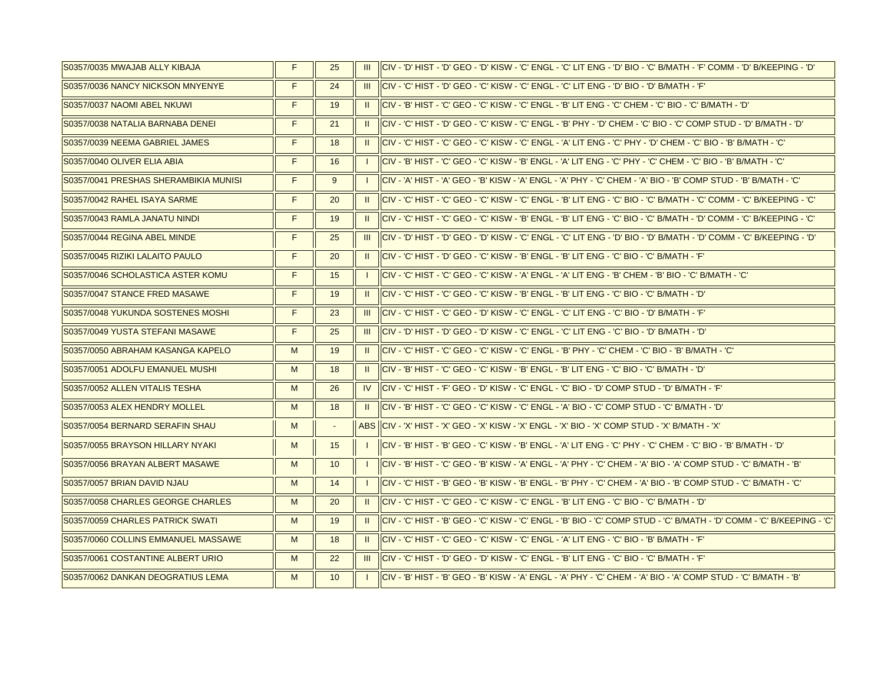| | | | | |
|---|---|---|---|---|
| S0357/0035 MWAJAB ALLY KIBAJA | F | 25 | III | CIV - 'D' HIST - 'D' GEO - 'D' KISW - 'C' ENGL - 'C' LIT ENG - 'D' BIO - 'C' B/MATH - 'F' COMM - 'D' B/KEEPING - 'D' |
| S0357/0036 NANCY NICKSON MNYENYE | F | 24 | III | CIV - 'C' HIST - 'D' GEO - 'C' KISW - 'C' ENGL - 'C' LIT ENG - 'D' BIO - 'D' B/MATH - 'F' |
| S0357/0037 NAOMI ABEL NKUWI | F | 19 | II | CIV - 'B' HIST - 'C' GEO - 'C' KISW - 'C' ENGL - 'B' LIT ENG - 'C' CHEM - 'C' BIO - 'C' B/MATH - 'D' |
| S0357/0038 NATALIA BARNABA DENEI | F | 21 | II | CIV - 'C' HIST - 'D' GEO - 'C' KISW - 'C' ENGL - 'B' PHY - 'D' CHEM - 'C' BIO - 'C' COMP STUD - 'D' B/MATH - 'D' |
| S0357/0039 NEEMA GABRIEL JAMES | F | 18 | II | CIV - 'C' HIST - 'C' GEO - 'C' KISW - 'C' ENGL - 'A' LIT ENG - 'C' PHY - 'D' CHEM - 'C' BIO - 'B' B/MATH - 'C' |
| S0357/0040 OLIVER ELIA ABIA | F | 16 | I | CIV - 'B' HIST - 'C' GEO - 'C' KISW - 'B' ENGL - 'A' LIT ENG - 'C' PHY - 'C' CHEM - 'C' BIO - 'B' B/MATH - 'C' |
| S0357/0041 PRESHAS SHERAMBIKIA MUNISI | F | 9 | I | CIV - 'A' HIST - 'A' GEO - 'B' KISW - 'A' ENGL - 'A' PHY - 'C' CHEM - 'A' BIO - 'B' COMP STUD - 'B' B/MATH - 'C' |
| S0357/0042 RAHEL ISAYA SARME | F | 20 | II | CIV - 'C' HIST - 'C' GEO - 'C' KISW - 'C' ENGL - 'B' LIT ENG - 'C' BIO - 'C' B/MATH - 'C' COMM - 'C' B/KEEPING - 'C' |
| S0357/0043 RAMLA JANATU NINDI | F | 19 | II | CIV - 'C' HIST - 'C' GEO - 'C' KISW - 'B' ENGL - 'B' LIT ENG - 'C' BIO - 'C' B/MATH - 'D' COMM - 'C' B/KEEPING - 'C' |
| S0357/0044 REGINA ABEL MINDE | F | 25 | III | CIV - 'D' HIST - 'D' GEO - 'D' KISW - 'C' ENGL - 'C' LIT ENG - 'D' BIO - 'D' B/MATH - 'D' COMM - 'C' B/KEEPING - 'D' |
| S0357/0045 RIZIKI LALAITO PAULO | F | 20 | II | CIV - 'C' HIST - 'D' GEO - 'C' KISW - 'B' ENGL - 'B' LIT ENG - 'C' BIO - 'C' B/MATH - 'F' |
| S0357/0046 SCHOLASTICA ASTER KOMU | F | 15 | I | CIV - 'C' HIST - 'C' GEO - 'C' KISW - 'A' ENGL - 'A' LIT ENG - 'B' CHEM - 'B' BIO - 'C' B/MATH - 'C' |
| S0357/0047 STANCE FRED MASAWE | F | 19 | II | CIV - 'C' HIST - 'C' GEO - 'C' KISW - 'B' ENGL - 'B' LIT ENG - 'C' BIO - 'C' B/MATH - 'D' |
| S0357/0048 YUKUNDA SOSTENES MOSHI | F | 23 | III | CIV - 'C' HIST - 'C' GEO - 'D' KISW - 'C' ENGL - 'C' LIT ENG - 'C' BIO - 'D' B/MATH - 'F' |
| S0357/0049 YUSTA STEFANI MASAWE | F | 25 | III | CIV - 'D' HIST - 'D' GEO - 'D' KISW - 'C' ENGL - 'C' LIT ENG - 'C' BIO - 'D' B/MATH - 'D' |
| S0357/0050 ABRAHAM KASANGA KAPELO | M | 19 | II | CIV - 'C' HIST - 'C' GEO - 'C' KISW - 'C' ENGL - 'B' PHY - 'C' CHEM - 'C' BIO - 'B' B/MATH - 'C' |
| S0357/0051 ADOLFU EMANUEL MUSHI | M | 18 | II | CIV - 'B' HIST - 'C' GEO - 'C' KISW - 'B' ENGL - 'B' LIT ENG - 'C' BIO - 'C' B/MATH - 'D' |
| S0357/0052 ALLEN VITALIS TESHA | M | 26 | IV | CIV - 'C' HIST - 'F' GEO - 'D' KISW - 'C' ENGL - 'C' BIO - 'D' COMP STUD - 'D' B/MATH - 'F' |
| S0357/0053 ALEX HENDRY MOLLEL | M | 18 | II | CIV - 'B' HIST - 'C' GEO - 'C' KISW - 'C' ENGL - 'A' BIO - 'C' COMP STUD - 'C' B/MATH - 'D' |
| S0357/0054 BERNARD SERAFIN SHAU | M | - | ABS | CIV - 'X' HIST - 'X' GEO - 'X' KISW - 'X' ENGL - 'X' BIO - 'X' COMP STUD - 'X' B/MATH - 'X' |
| S0357/0055 BRAYSON HILLARY NYAKI | M | 15 | I | CIV - 'B' HIST - 'B' GEO - 'C' KISW - 'B' ENGL - 'A' LIT ENG - 'C' PHY - 'C' CHEM - 'C' BIO - 'B' B/MATH - 'D' |
| S0357/0056 BRAYAN ALBERT MASAWE | M | 10 | I | CIV - 'B' HIST - 'C' GEO - 'B' KISW - 'A' ENGL - 'A' PHY - 'C' CHEM - 'A' BIO - 'A' COMP STUD - 'C' B/MATH - 'B' |
| S0357/0057 BRIAN DAVID NJAU | M | 14 | I | CIV - 'C' HIST - 'B' GEO - 'B' KISW - 'B' ENGL - 'B' PHY - 'C' CHEM - 'A' BIO - 'B' COMP STUD - 'C' B/MATH - 'C' |
| S0357/0058 CHARLES GEORGE CHARLES | M | 20 | II | CIV - 'C' HIST - 'C' GEO - 'C' KISW - 'C' ENGL - 'B' LIT ENG - 'C' BIO - 'C' B/MATH - 'D' |
| S0357/0059 CHARLES PATRICK SWATI | M | 19 | II | CIV - 'C' HIST - 'B' GEO - 'C' KISW - 'C' ENGL - 'B' BIO - 'C' COMP STUD - 'C' B/MATH - 'D' COMM - 'C' B/KEEPING - 'C' |
| S0357/0060 COLLINS EMMANUEL MASSAWE | M | 18 | II | CIV - 'C' HIST - 'C' GEO - 'C' KISW - 'C' ENGL - 'A' LIT ENG - 'C' BIO - 'B' B/MATH - 'F' |
| S0357/0061 COSTANTINE ALBERT URIO | M | 22 | III | CIV - 'C' HIST - 'D' GEO - 'D' KISW - 'C' ENGL - 'B' LIT ENG - 'C' BIO - 'C' B/MATH - 'F' |
| S0357/0062 DANKAN DEOGRATIUS LEMA | M | 10 | I | CIV - 'B' HIST - 'B' GEO - 'B' KISW - 'A' ENGL - 'A' PHY - 'C' CHEM - 'A' BIO - 'A' COMP STUD - 'C' B/MATH - 'B' |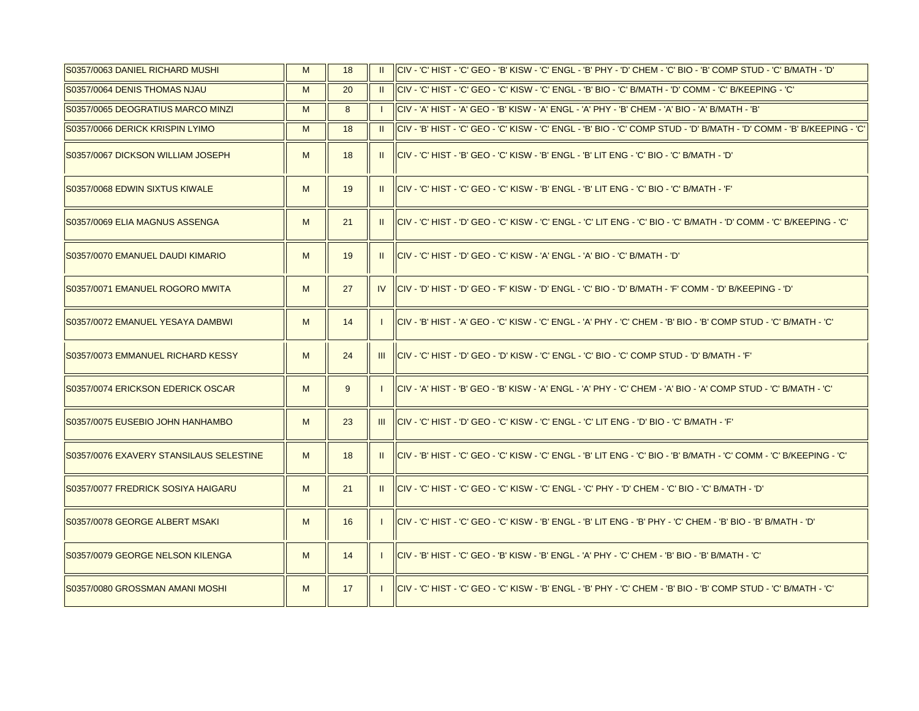| | | | | |
|---|---|---|---|---|
| S0357/0063 DANIEL RICHARD MUSHI | M | 18 | II | CIV - 'C' HIST - 'C' GEO - 'B' KISW - 'C' ENGL - 'B' PHY - 'D' CHEM - 'C' BIO - 'B' COMP STUD - 'C' B/MATH - 'D' |
| S0357/0064 DENIS THOMAS NJAU | M | 20 | II | CIV - 'C' HIST - 'C' GEO - 'C' KISW - 'C' ENGL - 'B' BIO - 'C' B/MATH - 'D' COMM - 'C' B/KEEPING - 'C' |
| S0357/0065 DEOGRATIUS MARCO MINZI | M | 8 | I | CIV - 'A' HIST - 'A' GEO - 'B' KISW - 'A' ENGL - 'A' PHY - 'B' CHEM - 'A' BIO - 'A' B/MATH - 'B' |
| S0357/0066 DERICK KRISPIN LYIMO | M | 18 | II | CIV - 'B' HIST - 'C' GEO - 'C' KISW - 'C' ENGL - 'B' BIO - 'C' COMP STUD - 'D' B/MATH - 'D' COMM - 'B' B/KEEPING - 'C' |
| S0357/0067 DICKSON WILLIAM JOSEPH | M | 18 | II | CIV - 'C' HIST - 'B' GEO - 'C' KISW - 'B' ENGL - 'B' LIT ENG - 'C' BIO - 'C' B/MATH - 'D' |
| S0357/0068 EDWIN SIXTUS KIWALE | M | 19 | II | CIV - 'C' HIST - 'C' GEO - 'C' KISW - 'B' ENGL - 'B' LIT ENG - 'C' BIO - 'C' B/MATH - 'F' |
| S0357/0069 ELIA MAGNUS ASSENGA | M | 21 | II | CIV - 'C' HIST - 'D' GEO - 'C' KISW - 'C' ENGL - 'C' LIT ENG - 'C' BIO - 'C' B/MATH - 'D' COMM - 'C' B/KEEPING - 'C' |
| S0357/0070 EMANUEL DAUDI KIMARIO | M | 19 | II | CIV - 'C' HIST - 'D' GEO - 'C' KISW - 'A' ENGL - 'A' BIO - 'C' B/MATH - 'D' |
| S0357/0071 EMANUEL ROGORO MWITA | M | 27 | IV | CIV - 'D' HIST - 'D' GEO - 'F' KISW - 'D' ENGL - 'C' BIO - 'D' B/MATH - 'F' COMM - 'D' B/KEEPING - 'D' |
| S0357/0072 EMANUEL YESAYA DAMBWI | M | 14 | I | CIV - 'B' HIST - 'A' GEO - 'C' KISW - 'C' ENGL - 'A' PHY - 'C' CHEM - 'B' BIO - 'B' COMP STUD - 'C' B/MATH - 'C' |
| S0357/0073 EMMANUEL RICHARD KESSY | M | 24 | III | CIV - 'C' HIST - 'D' GEO - 'D' KISW - 'C' ENGL - 'C' BIO - 'C' COMP STUD - 'D' B/MATH - 'F' |
| S0357/0074 ERICKSON EDERICK OSCAR | M | 9 | I | CIV - 'A' HIST - 'B' GEO - 'B' KISW - 'A' ENGL - 'A' PHY - 'C' CHEM - 'A' BIO - 'A' COMP STUD - 'C' B/MATH - 'C' |
| S0357/0075 EUSEBIO JOHN HANHAMBO | M | 23 | III | CIV - 'C' HIST - 'D' GEO - 'C' KISW - 'C' ENGL - 'C' LIT ENG - 'D' BIO - 'C' B/MATH - 'F' |
| S0357/0076 EXAVERY STANSILAUS SELESTINE | M | 18 | II | CIV - 'B' HIST - 'C' GEO - 'C' KISW - 'C' ENGL - 'B' LIT ENG - 'C' BIO - 'B' B/MATH - 'C' COMM - 'C' B/KEEPING - 'C' |
| S0357/0077 FREDRICK SOSIYA HAIGARU | M | 21 | II | CIV - 'C' HIST - 'C' GEO - 'C' KISW - 'C' ENGL - 'C' PHY - 'D' CHEM - 'C' BIO - 'C' B/MATH - 'D' |
| S0357/0078 GEORGE ALBERT MSAKI | M | 16 | I | CIV - 'C' HIST - 'C' GEO - 'C' KISW - 'B' ENGL - 'B' LIT ENG - 'B' PHY - 'C' CHEM - 'B' BIO - 'B' B/MATH - 'D' |
| S0357/0079 GEORGE NELSON KILENGA | M | 14 | I | CIV - 'B' HIST - 'C' GEO - 'B' KISW - 'B' ENGL - 'A' PHY - 'C' CHEM - 'B' BIO - 'B' B/MATH - 'C' |
| S0357/0080 GROSSMAN AMANI MOSHI | M | 17 | I | CIV - 'C' HIST - 'C' GEO - 'C' KISW - 'B' ENGL - 'B' PHY - 'C' CHEM - 'B' BIO - 'B' COMP STUD - 'C' B/MATH - 'C' |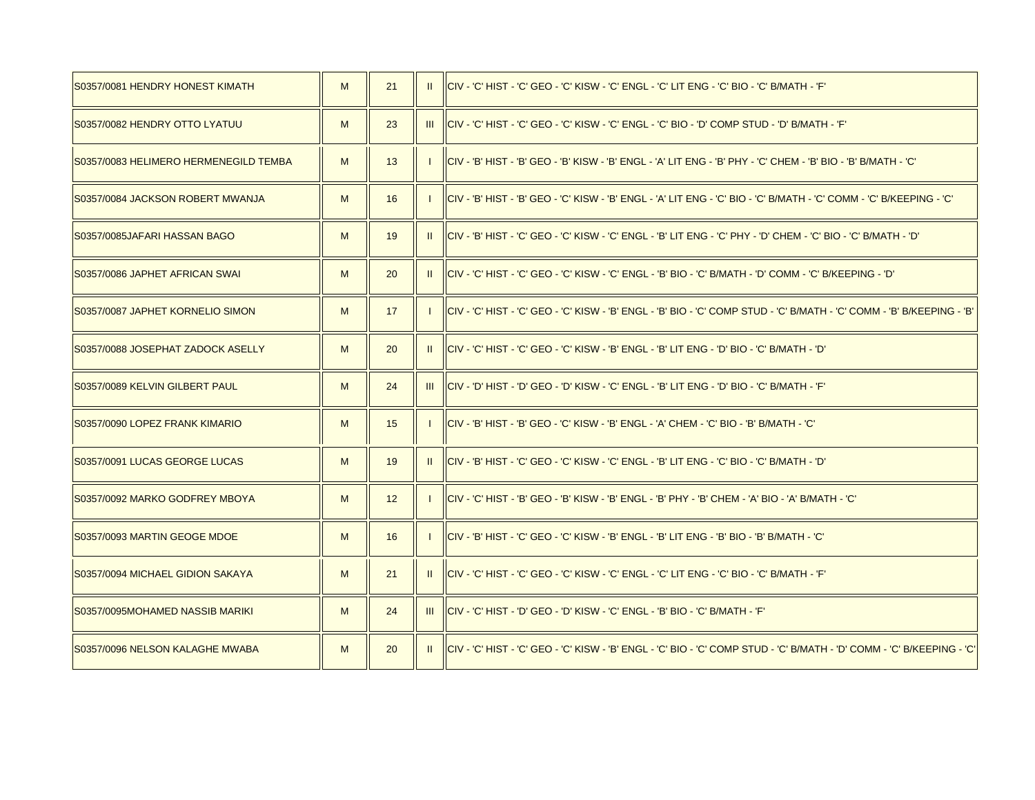| | | | | |
|---|---|---|---|---|
| S0357/0081 HENDRY HONEST KIMATH | M | 21 | II | CIV - 'C' HIST - 'C' GEO - 'C' KISW - 'C' ENGL - 'C' LIT ENG - 'C' BIO - 'C' B/MATH - 'F' |
| S0357/0082 HENDRY OTTO LYATUU | M | 23 | III | CIV - 'C' HIST - 'C' GEO - 'C' KISW - 'C' ENGL - 'C' BIO - 'D' COMP STUD - 'D' B/MATH - 'F' |
| S0357/0083 HELIMERO HERMENEGILD TEMBA | M | 13 | I | CIV - 'B' HIST - 'B' GEO - 'B' KISW - 'B' ENGL - 'A' LIT ENG - 'B' PHY - 'C' CHEM - 'B' BIO - 'B' B/MATH - 'C' |
| S0357/0084 JACKSON ROBERT MWANJA | M | 16 | I | CIV - 'B' HIST - 'B' GEO - 'C' KISW - 'B' ENGL - 'A' LIT ENG - 'C' BIO - 'C' B/MATH - 'C' COMM - 'C' B/KEEPING - 'C' |
| S0357/0085JAFARI HASSAN BAGO | M | 19 | II | CIV - 'B' HIST - 'C' GEO - 'C' KISW - 'C' ENGL - 'B' LIT ENG - 'C' PHY - 'D' CHEM - 'C' BIO - 'C' B/MATH - 'D' |
| S0357/0086 JAPHET AFRICAN SWAI | M | 20 | II | CIV - 'C' HIST - 'C' GEO - 'C' KISW - 'C' ENGL - 'B' BIO - 'C' B/MATH - 'D' COMM - 'C' B/KEEPING - 'D' |
| S0357/0087 JAPHET KORNELIO SIMON | M | 17 | I | CIV - 'C' HIST - 'C' GEO - 'C' KISW - 'B' ENGL - 'B' BIO - 'C' COMP STUD - 'C' B/MATH - 'C' COMM - 'B' B/KEEPING - 'B' |
| S0357/0088 JOSEPHAT ZADOCK ASELLY | M | 20 | II | CIV - 'C' HIST - 'C' GEO - 'C' KISW - 'B' ENGL - 'B' LIT ENG - 'D' BIO - 'C' B/MATH - 'D' |
| S0357/0089 KELVIN GILBERT PAUL | M | 24 | III | CIV - 'D' HIST - 'D' GEO - 'D' KISW - 'C' ENGL - 'B' LIT ENG - 'D' BIO - 'C' B/MATH - 'F' |
| S0357/0090 LOPEZ FRANK KIMARIO | M | 15 | I | CIV - 'B' HIST - 'B' GEO - 'C' KISW - 'B' ENGL - 'A' CHEM - 'C' BIO - 'B' B/MATH - 'C' |
| S0357/0091 LUCAS GEORGE LUCAS | M | 19 | II | CIV - 'B' HIST - 'C' GEO - 'C' KISW - 'C' ENGL - 'B' LIT ENG - 'C' BIO - 'C' B/MATH - 'D' |
| S0357/0092 MARKO GODFREY MBOYA | M | 12 | I | CIV - 'C' HIST - 'B' GEO - 'B' KISW - 'B' ENGL - 'B' PHY - 'B' CHEM - 'A' BIO - 'A' B/MATH - 'C' |
| S0357/0093 MARTIN GEOGE MDOE | M | 16 | I | CIV - 'B' HIST - 'C' GEO - 'C' KISW - 'B' ENGL - 'B' LIT ENG - 'B' BIO - 'B' B/MATH - 'C' |
| S0357/0094 MICHAEL GIDION SAKAYA | M | 21 | II | CIV - 'C' HIST - 'C' GEO - 'C' KISW - 'C' ENGL - 'C' LIT ENG - 'C' BIO - 'C' B/MATH - 'F' |
| S0357/0095MOHAMED NASSIB MARIKI | M | 24 | III | CIV - 'C' HIST - 'D' GEO - 'D' KISW - 'C' ENGL - 'B' BIO - 'C' B/MATH - 'F' |
| S0357/0096 NELSON KALAGHE MWABA | M | 20 | II | CIV - 'C' HIST - 'C' GEO - 'C' KISW - 'B' ENGL - 'C' BIO - 'C' COMP STUD - 'C' B/MATH - 'D' COMM - 'C' B/KEEPING - 'C' |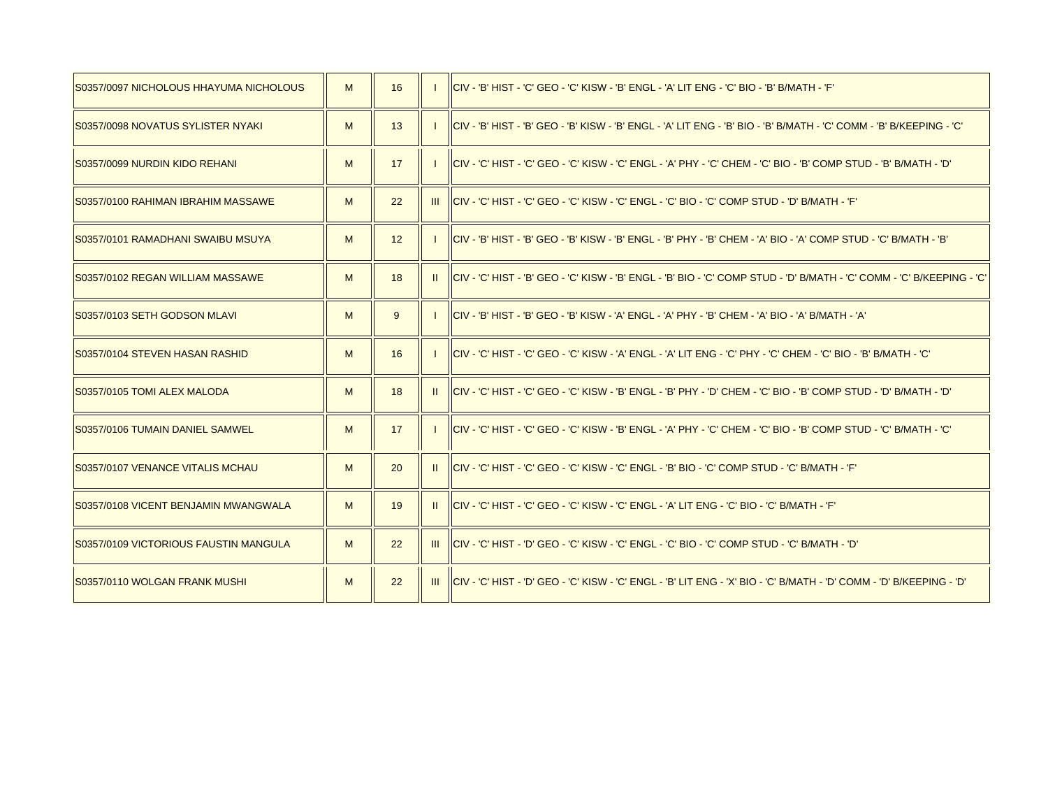| | | | | |
|---|---|---|---|---|
| S0357/0097 NICHOLOUS HHAYUMA NICHOLOUS | M | 16 | I | CIV - 'B' HIST - 'C' GEO - 'C' KISW - 'B' ENGL - 'A' LIT ENG - 'C' BIO - 'B' B/MATH - 'F' |
| S0357/0098 NOVATUS SYLISTER NYAKI | M | 13 | I | CIV - 'B' HIST - 'B' GEO - 'B' KISW - 'B' ENGL - 'A' LIT ENG - 'B' BIO - 'B' B/MATH - 'C' COMM - 'B' B/KEEPING - 'C' |
| S0357/0099 NURDIN KIDO REHANI | M | 17 | I | CIV - 'C' HIST - 'C' GEO - 'C' KISW - 'C' ENGL - 'A' PHY - 'C' CHEM - 'C' BIO - 'B' COMP STUD - 'B' B/MATH - 'D' |
| S0357/0100 RAHIMAN IBRAHIM MASSAWE | M | 22 | III | CIV - 'C' HIST - 'C' GEO - 'C' KISW - 'C' ENGL - 'C' BIO - 'C' COMP STUD - 'D' B/MATH - 'F' |
| S0357/0101 RAMADHANI SWAIBU MSUYA | M | 12 | I | CIV - 'B' HIST - 'B' GEO - 'B' KISW - 'B' ENGL - 'B' PHY - 'B' CHEM - 'A' BIO - 'A' COMP STUD - 'C' B/MATH - 'B' |
| S0357/0102 REGAN WILLIAM MASSAWE | M | 18 | II | CIV - 'C' HIST - 'B' GEO - 'C' KISW - 'B' ENGL - 'B' BIO - 'C' COMP STUD - 'D' B/MATH - 'C' COMM - 'C' B/KEEPING - 'C' |
| S0357/0103 SETH GODSON MLAVI | M | 9 | I | CIV - 'B' HIST - 'B' GEO - 'B' KISW - 'A' ENGL - 'A' PHY - 'B' CHEM - 'A' BIO - 'A' B/MATH - 'A' |
| S0357/0104 STEVEN HASAN RASHID | M | 16 | I | CIV - 'C' HIST - 'C' GEO - 'C' KISW - 'A' ENGL - 'A' LIT ENG - 'C' PHY - 'C' CHEM - 'C' BIO - 'B' B/MATH - 'C' |
| S0357/0105 TOMI ALEX MALODA | M | 18 | II | CIV - 'C' HIST - 'C' GEO - 'C' KISW - 'B' ENGL - 'B' PHY - 'D' CHEM - 'C' BIO - 'B' COMP STUD - 'D' B/MATH - 'D' |
| S0357/0106 TUMAIN DANIEL SAMWEL | M | 17 | I | CIV - 'C' HIST - 'C' GEO - 'C' KISW - 'B' ENGL - 'A' PHY - 'C' CHEM - 'C' BIO - 'B' COMP STUD - 'C' B/MATH - 'C' |
| S0357/0107 VENANCE VITALIS MCHAU | M | 20 | II | CIV - 'C' HIST - 'C' GEO - 'C' KISW - 'C' ENGL - 'B' BIO - 'C' COMP STUD - 'C' B/MATH - 'F' |
| S0357/0108 VICENT BENJAMIN MWANGWALA | M | 19 | II | CIV - 'C' HIST - 'C' GEO - 'C' KISW - 'C' ENGL - 'A' LIT ENG - 'C' BIO - 'C' B/MATH - 'F' |
| S0357/0109 VICTORIOUS FAUSTIN MANGULA | M | 22 | III | CIV - 'C' HIST - 'D' GEO - 'C' KISW - 'C' ENGL - 'C' BIO - 'C' COMP STUD - 'C' B/MATH - 'D' |
| S0357/0110 WOLGAN FRANK MUSHI | M | 22 | III | CIV - 'C' HIST - 'D' GEO - 'C' KISW - 'C' ENGL - 'B' LIT ENG - 'X' BIO - 'C' B/MATH - 'D' COMM - 'D' B/KEEPING - 'D' |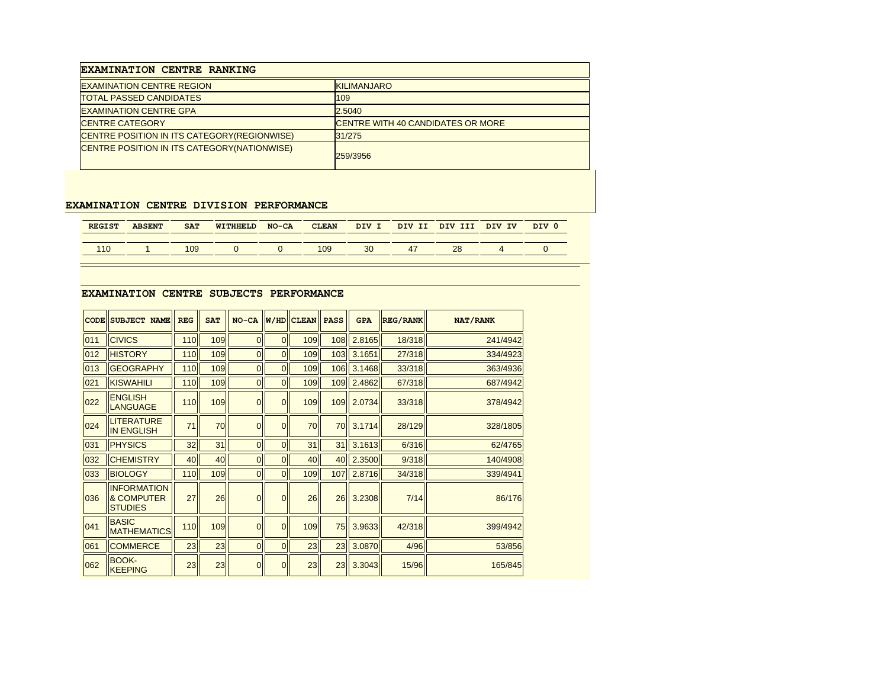## EXAMINATION CENTRE RANKING

| | |
|---|---|
| EXAMINATION CENTRE REGION | KILIMANJARO |
| TOTAL PASSED CANDIDATES | 109 |
| EXAMINATION CENTRE GPA | 2.5040 |
| CENTRE CATEGORY | CENTRE WITH 40 CANDIDATES OR MORE |
| CENTRE POSITION IN ITS CATEGORY(REGIONWISE) | 31/275 |
| CENTRE POSITION IN ITS CATEGORY(NATIONWISE) | 259/3956 |

## EXAMINATION CENTRE DIVISION PERFORMANCE

| REGIST | ABSENT | SAT | WITHHELD | NO-CA | CLEAN | DIV I | DIV II | DIV III | DIV IV | DIV 0 |
|---|---|---|---|---|---|---|---|---|---|---|
| 110 | 1 | 109 | 0 | 0 | 109 | 30 | 47 | 28 | 4 | 0 |

## EXAMINATION CENTRE SUBJECTS PERFORMANCE

| CODE | SUBJECT NAME | REG | SAT | NO-CA | W/HD | CLEAN | PASS | GPA | REG/RANK | NAT/RANK |
|---|---|---|---|---|---|---|---|---|---|---|
| 011 | CIVICS | 110 | 109 | 0 | 0 | 109 | 108 | 2.8165 | 18/318 | 241/4942 |
| 012 | HISTORY | 110 | 109 | 0 | 0 | 109 | 103 | 3.1651 | 27/318 | 334/4923 |
| 013 | GEOGRAPHY | 110 | 109 | 0 | 0 | 109 | 106 | 3.1468 | 33/318 | 363/4936 |
| 021 | KISWAHILI | 110 | 109 | 0 | 0 | 109 | 109 | 2.4862 | 67/318 | 687/4942 |
| 022 | ENGLISH LANGUAGE | 110 | 109 | 0 | 0 | 109 | 109 | 2.0734 | 33/318 | 378/4942 |
| 024 | LITERATURE IN ENGLISH | 71 | 70 | 0 | 0 | 70 | 70 | 3.1714 | 28/129 | 328/1805 |
| 031 | PHYSICS | 32 | 31 | 0 | 0 | 31 | 31 | 3.1613 | 6/316 | 62/4765 |
| 032 | CHEMISTRY | 40 | 40 | 0 | 0 | 40 | 40 | 2.3500 | 9/318 | 140/4908 |
| 033 | BIOLOGY | 110 | 109 | 0 | 0 | 109 | 107 | 2.8716 | 34/318 | 339/4941 |
| 036 | INFORMATION & COMPUTER STUDIES | 27 | 26 | 0 | 0 | 26 | 26 | 3.2308 | 7/14 | 86/176 |
| 041 | BASIC MATHEMATICS | 110 | 109 | 0 | 0 | 109 | 75 | 3.9633 | 42/318 | 399/4942 |
| 061 | COMMERCE | 23 | 23 | 0 | 0 | 23 | 23 | 3.0870 | 4/96 | 53/856 |
| 062 | BOOK-KEEPING | 23 | 23 | 0 | 0 | 23 | 23 | 3.3043 | 15/96 | 165/845 |